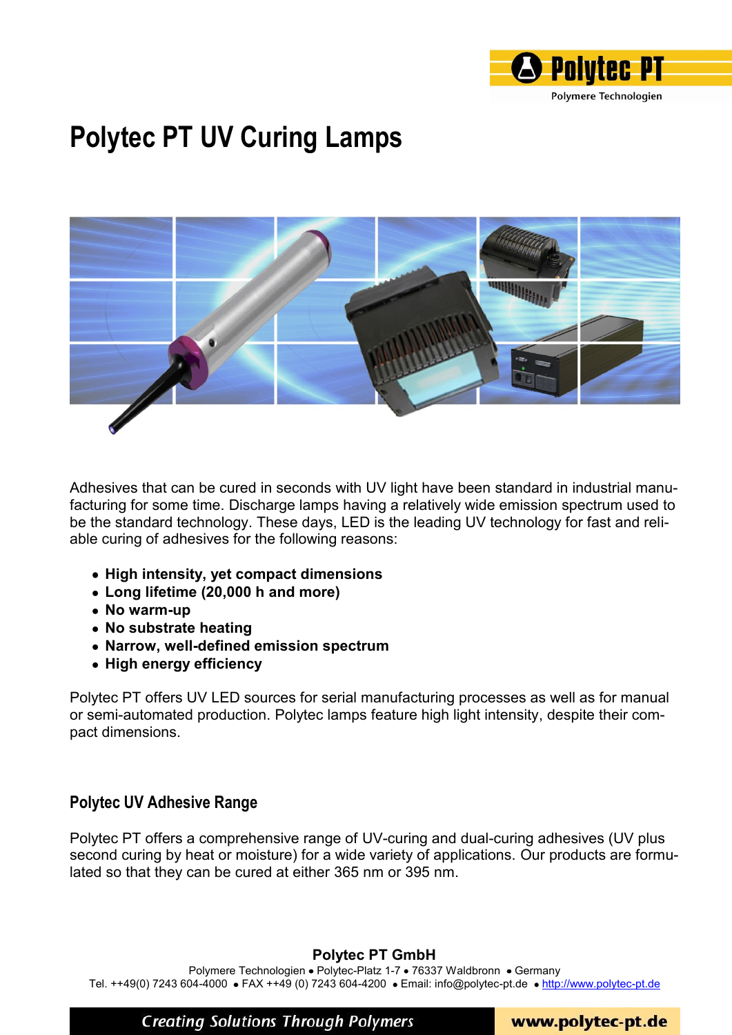# Polytec PT UV Curing Lamps

Adhesives that can be cured in seconds with UV light have been standard in industrial manufacturing for some time. Discharge lamps having a relatively wide emission spectrum used to be the standard technology. These days, LED is the leading UV technology for fast and reliable curing of adhesives for the following reasons:

- **High intensity, yet compact dimensions**
- **Long lifetime (20,000 h and more)**
- **No warm-up**
- **No substrate heating**
- **Narrow, well-defined emission spectrum**
- **High energy efficiency**

Polytec PT offers UV LED sources for serial manufacturing processes as well as for manual or semi-automated production. Polytec lamps feature high light intensity, despite their compact dimensions.

## Polytec UV Adhesive Range

Polytec PT offers a comprehensive range of UV-curing and dual-curing adhesives (UV plus second curing by heat or moisture) for a wide variety of applications. Our products are formulated so that they can be cured at either 365 nm or 395 nm.

**Polytec PT GmbH**

Polymere Technologien • Polytec-Platz 1-7 • 76337 Waldbronn • Germany
Tel. ++49(0) 7243 604-4000 • FAX ++49 (0) 7243 604-4200 • Email: info@polytec-pt.de • http://www.polytec-pt.de

*Creating Solutions Through Polymers* www.polytec-pt.de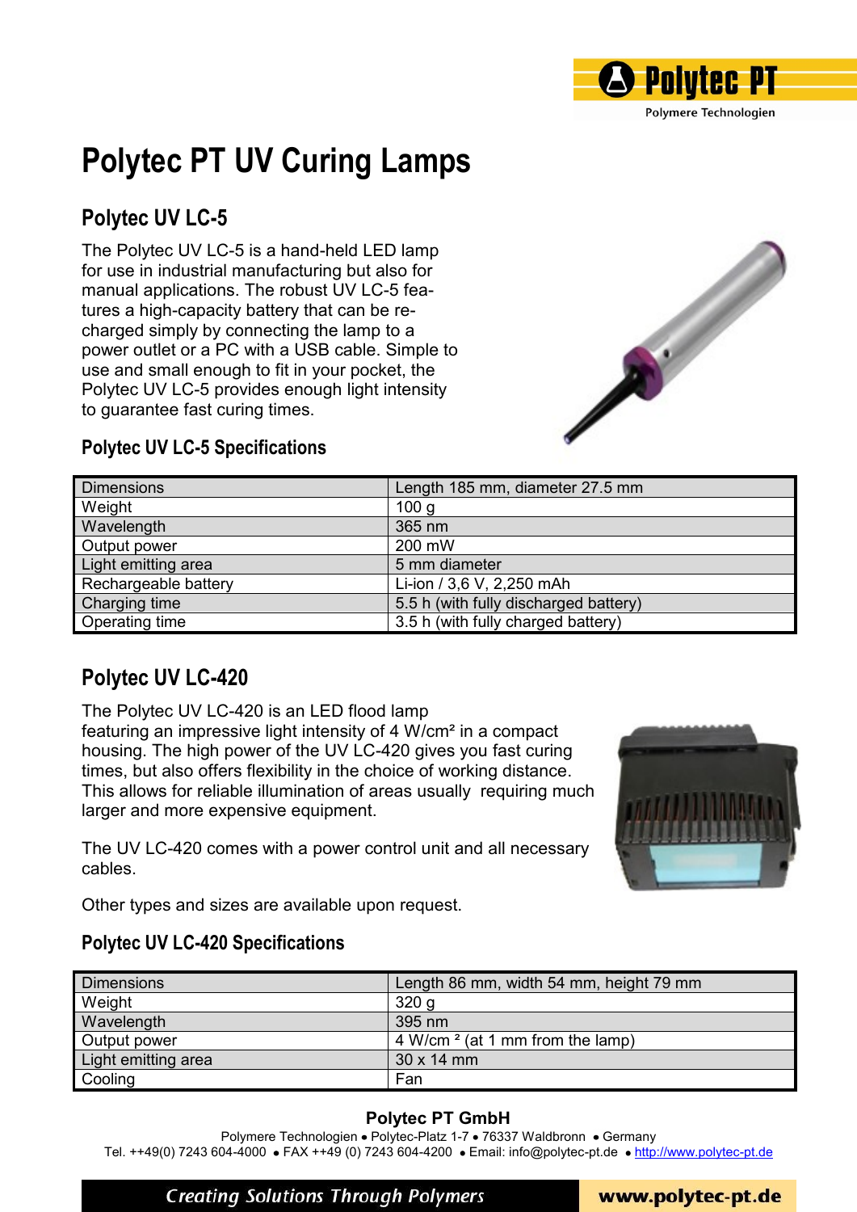# Polytec PT UV Curing Lamps

## Polytec UV LC-5

The Polytec UV LC-5 is a hand-held LED lamp for use in industrial manufacturing but also for manual applications. The robust UV LC-5 features a high-capacity battery that can be recharged simply by connecting the lamp to a power outlet or a PC with a USB cable. Simple to use and small enough to fit in your pocket, the Polytec UV LC-5 provides enough light intensity to guarantee fast curing times.

### Polytec UV LC-5 Specifications

| | |
|---|---|
| Dimensions | Length 185 mm, diameter 27.5 mm |
| Weight | 100 g |
| Wavelength | 365 nm |
| Output power | 200 mW |
| Light emitting area | 5 mm diameter |
| Rechargeable battery | Li-ion / 3,6 V, 2,250 mAh |
| Charging time | 5.5 h (with fully discharged battery) |
| Operating time | 3.5 h (with fully charged battery) |

## Polytec UV LC-420

The Polytec UV LC-420 is an LED flood lamp featuring an impressive light intensity of 4 W/cm² in a compact housing. The high power of the UV LC-420 gives you fast curing times, but also offers flexibility in the choice of working distance. This allows for reliable illumination of areas usually requiring much larger and more expensive equipment.

The UV LC-420 comes with a power control unit and all necessary cables.

Other types and sizes are available upon request.

### Polytec UV LC-420 Specifications

| | |
|---|---|
| Dimensions | Length 86 mm, width 54 mm, height 79 mm |
| Weight | 320 g |
| Wavelength | 395 nm |
| Output power | 4 W/cm ² (at 1 mm from the lamp) |
| Light emitting area | 30 x 14 mm |
| Cooling | Fan |

**Polytec PT GmbH**

Polymere Technologien • Polytec-Platz 1-7 • 76337 Waldbronn • Germany
Tel. ++49(0) 7243 604-4000 • FAX ++49 (0) 7243 604-4200 • Email: info@polytec-pt.de • http://www.polytec-pt.de

*Creating Solutions Through Polymers* **www.polytec-pt.de**